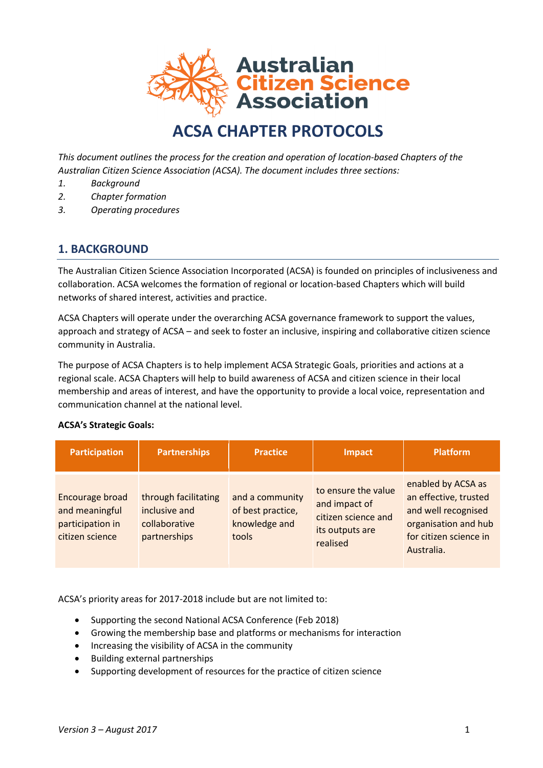Australian Citizen Science Association

# ACSA CHAPTER PROTOCOLS

*This document outlines the process for the creation and operation of location-based Chapters of the Australian Citizen Science Association (ACSA). The document includes three sections:*

1. *Background*
2. *Chapter formation*
3. *Operating procedures*

## 1. BACKGROUND

The Australian Citizen Science Association Incorporated (ACSA) is founded on principles of inclusiveness and collaboration. ACSA welcomes the formation of regional or location-based Chapters which will build networks of shared interest, activities and practice.

ACSA Chapters will operate under the overarching ACSA governance framework to support the values, approach and strategy of ACSA – and seek to foster an inclusive, inspiring and collaborative citizen science community in Australia.

The purpose of ACSA Chapters is to help implement ACSA Strategic Goals, priorities and actions at a regional scale. ACSA Chapters will help to build awareness of ACSA and citizen science in their local membership and areas of interest, and have the opportunity to provide a local voice, representation and communication channel at the national level.

**ACSA's Strategic Goals:**

| Participation | Partnerships | Practice | Impact | Platform |
|---|---|---|---|---|
| Encourage broad and meaningful participation in citizen science | through facilitating inclusive and collaborative partnerships | and a community of best practice, knowledge and tools | to ensure the value and impact of citizen science and its outputs are realised | enabled by ACSA as an effective, trusted and well recognised organisation and hub for citizen science in Australia. |

ACSA's priority areas for 2017-2018 include but are not limited to:

- Supporting the second National ACSA Conference (Feb 2018)
- Growing the membership base and platforms or mechanisms for interaction
- Increasing the visibility of ACSA in the community
- Building external partnerships
- Supporting development of resources for the practice of citizen science

*Version 3 – August 2017*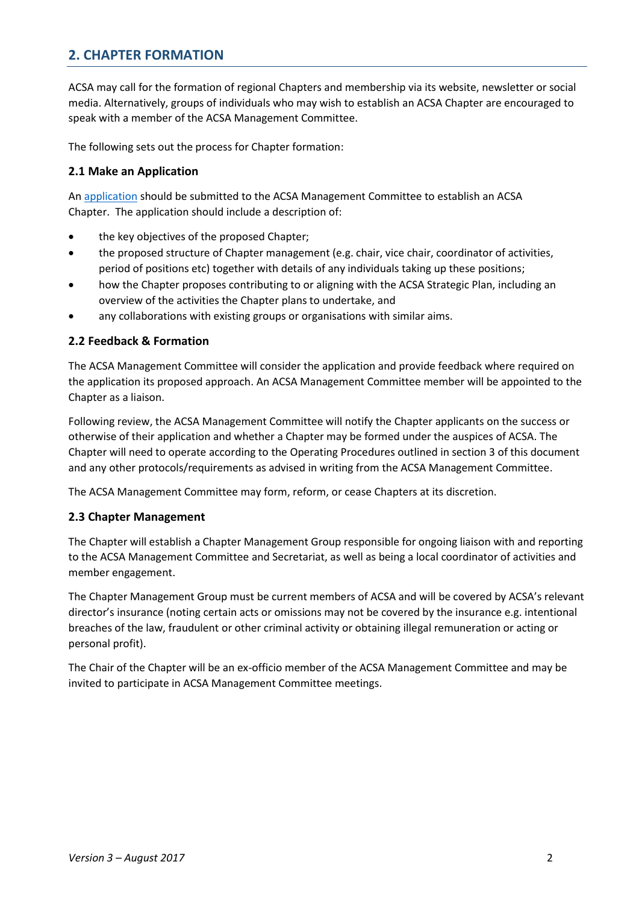## 2. CHAPTER FORMATION

ACSA may call for the formation of regional Chapters and membership via its website, newsletter or social media. Alternatively, groups of individuals who may wish to establish an ACSA Chapter are encouraged to speak with a member of the ACSA Management Committee.

The following sets out the process for Chapter formation:

### 2.1 Make an Application

An application should be submitted to the ACSA Management Committee to establish an ACSA Chapter. The application should include a description of:

- the key objectives of the proposed Chapter;
- the proposed structure of Chapter management (e.g. chair, vice chair, coordinator of activities, period of positions etc) together with details of any individuals taking up these positions;
- how the Chapter proposes contributing to or aligning with the ACSA Strategic Plan, including an overview of the activities the Chapter plans to undertake, and
- any collaborations with existing groups or organisations with similar aims.

### 2.2 Feedback & Formation

The ACSA Management Committee will consider the application and provide feedback where required on the application its proposed approach. An ACSA Management Committee member will be appointed to the Chapter as a liaison.

Following review, the ACSA Management Committee will notify the Chapter applicants on the success or otherwise of their application and whether a Chapter may be formed under the auspices of ACSA. The Chapter will need to operate according to the Operating Procedures outlined in section 3 of this document and any other protocols/requirements as advised in writing from the ACSA Management Committee.

The ACSA Management Committee may form, reform, or cease Chapters at its discretion.

### 2.3 Chapter Management

The Chapter will establish a Chapter Management Group responsible for ongoing liaison with and reporting to the ACSA Management Committee and Secretariat, as well as being a local coordinator of activities and member engagement.

The Chapter Management Group must be current members of ACSA and will be covered by ACSA's relevant director's insurance (noting certain acts or omissions may not be covered by the insurance e.g. intentional breaches of the law, fraudulent or other criminal activity or obtaining illegal remuneration or acting or personal profit).

The Chair of the Chapter will be an ex-officio member of the ACSA Management Committee and may be invited to participate in ACSA Management Committee meetings.

*Version 3 – August 2017*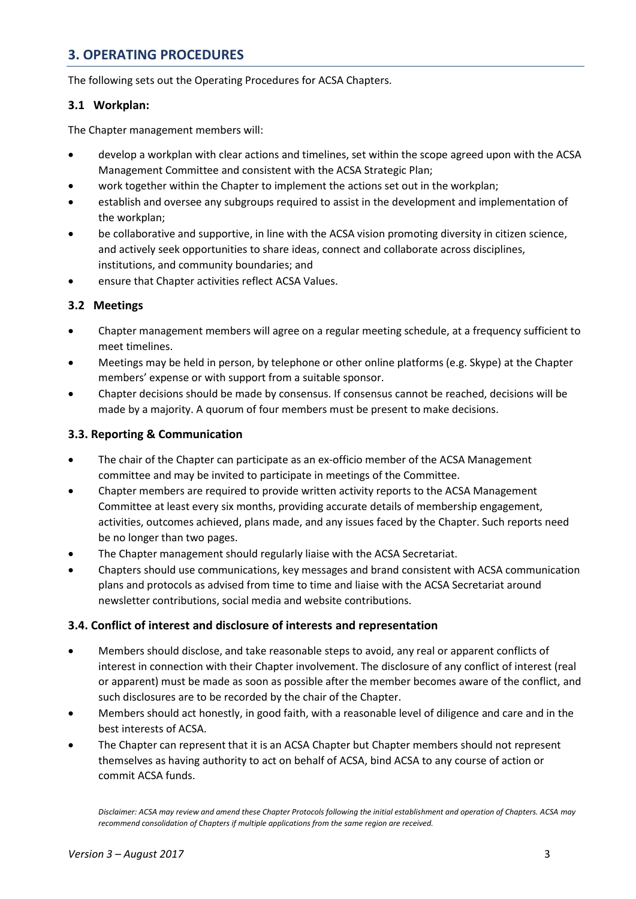## 3. OPERATING PROCEDURES

The following sets out the Operating Procedures for ACSA Chapters.

### 3.1 Workplan:

The Chapter management members will:

- develop a workplan with clear actions and timelines, set within the scope agreed upon with the ACSA Management Committee and consistent with the ACSA Strategic Plan;
- work together within the Chapter to implement the actions set out in the workplan;
- establish and oversee any subgroups required to assist in the development and implementation of the workplan;
- be collaborative and supportive, in line with the ACSA vision promoting diversity in citizen science, and actively seek opportunities to share ideas, connect and collaborate across disciplines, institutions, and community boundaries; and
- ensure that Chapter activities reflect ACSA Values.

### 3.2 Meetings

- Chapter management members will agree on a regular meeting schedule, at a frequency sufficient to meet timelines.
- Meetings may be held in person, by telephone or other online platforms (e.g. Skype) at the Chapter members' expense or with support from a suitable sponsor.
- Chapter decisions should be made by consensus. If consensus cannot be reached, decisions will be made by a majority. A quorum of four members must be present to make decisions.

### 3.3. Reporting & Communication

- The chair of the Chapter can participate as an ex-officio member of the ACSA Management committee and may be invited to participate in meetings of the Committee.
- Chapter members are required to provide written activity reports to the ACSA Management Committee at least every six months, providing accurate details of membership engagement, activities, outcomes achieved, plans made, and any issues faced by the Chapter. Such reports need be no longer than two pages.
- The Chapter management should regularly liaise with the ACSA Secretariat.
- Chapters should use communications, key messages and brand consistent with ACSA communication plans and protocols as advised from time to time and liaise with the ACSA Secretariat around newsletter contributions, social media and website contributions.

### 3.4. Conflict of interest and disclosure of interests and representation

- Members should disclose, and take reasonable steps to avoid, any real or apparent conflicts of interest in connection with their Chapter involvement. The disclosure of any conflict of interest (real or apparent) must be made as soon as possible after the member becomes aware of the conflict, and such disclosures are to be recorded by the chair of the Chapter.
- Members should act honestly, in good faith, with a reasonable level of diligence and care and in the best interests of ACSA.
- The Chapter can represent that it is an ACSA Chapter but Chapter members should not represent themselves as having authority to act on behalf of ACSA, bind ACSA to any course of action or commit ACSA funds.

*Disclaimer: ACSA may review and amend these Chapter Protocols following the initial establishment and operation of Chapters. ACSA may recommend consolidation of Chapters if multiple applications from the same region are received.*

*Version 3 – August 2017*